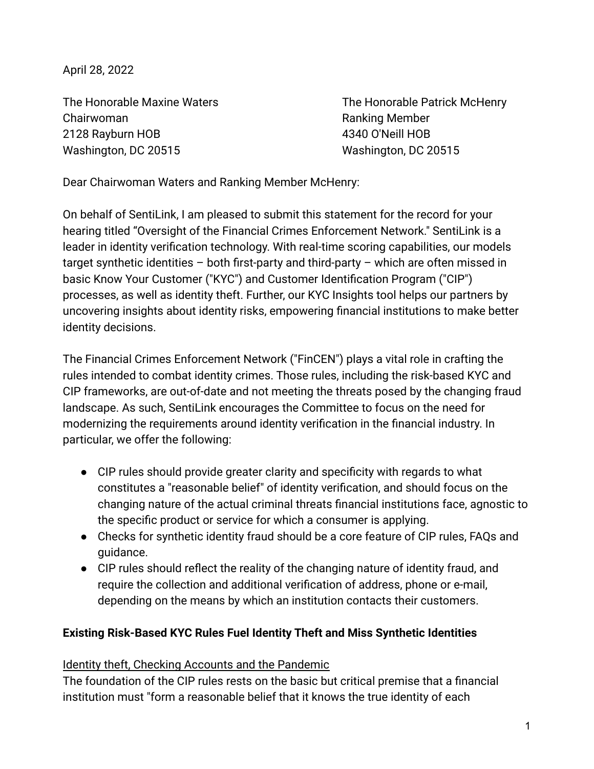April 28, 2022

The Honorable Maxine Waters
Chairwoman
2128 Rayburn HOB
Washington, DC 20515

The Honorable Patrick McHenry
Ranking Member
4340 O'Neill HOB
Washington, DC 20515

Dear Chairwoman Waters and Ranking Member McHenry:

On behalf of SentiLink, I am pleased to submit this statement for the record for your hearing titled "Oversight of the Financial Crimes Enforcement Network." SentiLink is a leader in identity verification technology. With real-time scoring capabilities, our models target synthetic identities – both first-party and third-party – which are often missed in basic Know Your Customer ("KYC") and Customer Identification Program ("CIP") processes, as well as identity theft. Further, our KYC Insights tool helps our partners by uncovering insights about identity risks, empowering financial institutions to make better identity decisions.

The Financial Crimes Enforcement Network ("FinCEN") plays a vital role in crafting the rules intended to combat identity crimes. Those rules, including the risk-based KYC and CIP frameworks, are out-of-date and not meeting the threats posed by the changing fraud landscape. As such, SentiLink encourages the Committee to focus on the need for modernizing the requirements around identity verification in the financial industry. In particular, we offer the following:

- CIP rules should provide greater clarity and specificity with regards to what constitutes a "reasonable belief" of identity verification, and should focus on the changing nature of the actual criminal threats financial institutions face, agnostic to the specific product or service for which a consumer is applying.
- Checks for synthetic identity fraud should be a core feature of CIP rules, FAQs and guidance.
- CIP rules should reflect the reality of the changing nature of identity fraud, and require the collection and additional verification of address, phone or e-mail, depending on the means by which an institution contacts their customers.

**Existing Risk-Based KYC Rules Fuel Identity Theft and Miss Synthetic Identities**

<u>Identity theft, Checking Accounts and the Pandemic</u>

The foundation of the CIP rules rests on the basic but critical premise that a financial institution must "form a reasonable belief that it knows the true identity of each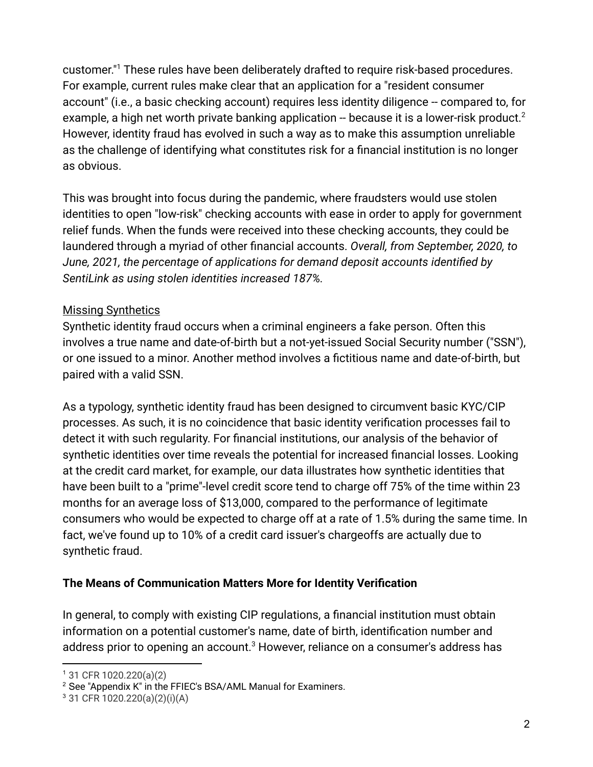customer."[1] These rules have been deliberately drafted to require risk-based procedures. For example, current rules make clear that an application for a "resident consumer account" (i.e., a basic checking account) requires less identity diligence -- compared to, for example, a high net worth private banking application -- because it is a lower-risk product.[2] However, identity fraud has evolved in such a way as to make this assumption unreliable as the challenge of identifying what constitutes risk for a financial institution is no longer as obvious.

This was brought into focus during the pandemic, where fraudsters would use stolen identities to open "low-risk" checking accounts with ease in order to apply for government relief funds. When the funds were received into these checking accounts, they could be laundered through a myriad of other financial accounts. *Overall, from September, 2020, to June, 2021, the percentage of applications for demand deposit accounts identified by SentiLink as using stolen identities increased 187%.*

<u>Missing Synthetics</u>

Synthetic identity fraud occurs when a criminal engineers a fake person. Often this involves a true name and date-of-birth but a not-yet-issued Social Security number ("SSN"), or one issued to a minor. Another method involves a fictitious name and date-of-birth, but paired with a valid SSN.

As a typology, synthetic identity fraud has been designed to circumvent basic KYC/CIP processes. As such, it is no coincidence that basic identity verification processes fail to detect it with such regularity. For financial institutions, our analysis of the behavior of synthetic identities over time reveals the potential for increased financial losses. Looking at the credit card market, for example, our data illustrates how synthetic identities that have been built to a "prime"-level credit score tend to charge off 75% of the time within 23 months for an average loss of $13,000, compared to the performance of legitimate consumers who would be expected to charge off at a rate of 1.5% during the same time. In fact, we've found up to 10% of a credit card issuer's chargeoffs are actually due to synthetic fraud.

**The Means of Communication Matters More for Identity Verification**

In general, to comply with existing CIP regulations, a financial institution must obtain information on a potential customer's name, date of birth, identification number and address prior to opening an account.[3] However, reliance on a consumer's address has

---

[1] 31 CFR 1020.220(a)(2)

[2] See "Appendix K" in the FFIEC's BSA/AML Manual for Examiners.

[3] 31 CFR 1020.220(a)(2)(i)(A)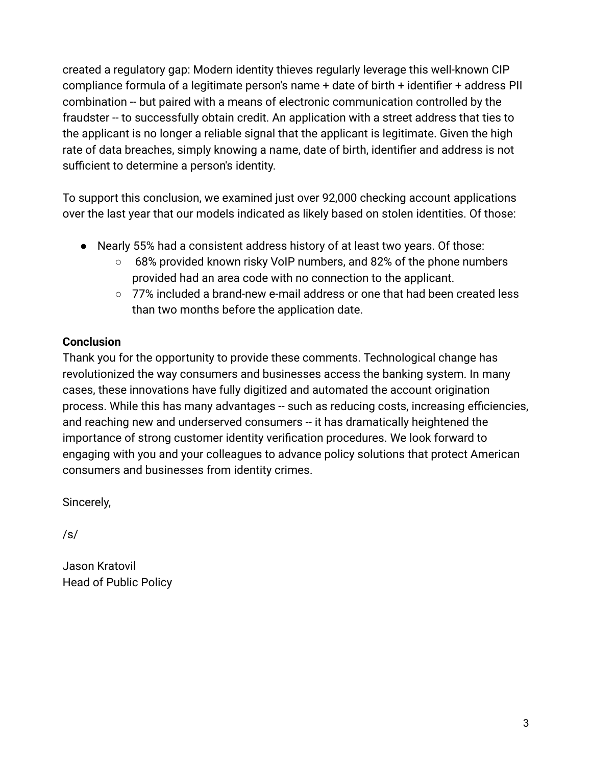created a regulatory gap: Modern identity thieves regularly leverage this well-known CIP compliance formula of a legitimate person's name + date of birth + identifier + address PII combination -- but paired with a means of electronic communication controlled by the fraudster -- to successfully obtain credit. An application with a street address that ties to the applicant is no longer a reliable signal that the applicant is legitimate. Given the high rate of data breaches, simply knowing a name, date of birth, identifier and address is not sufficient to determine a person's identity.

To support this conclusion, we examined just over 92,000 checking account applications over the last year that our models indicated as likely based on stolen identities. Of those:

- Nearly 55% had a consistent address history of at least two years. Of those:
  - 68% provided known risky VoIP numbers, and 82% of the phone numbers provided had an area code with no connection to the applicant.
  - 77% included a brand-new e-mail address or one that had been created less than two months before the application date.

**Conclusion**

Thank you for the opportunity to provide these comments. Technological change has revolutionized the way consumers and businesses access the banking system. In many cases, these innovations have fully digitized and automated the account origination process. While this has many advantages -- such as reducing costs, increasing efficiencies, and reaching new and underserved consumers -- it has dramatically heightened the importance of strong customer identity verification procedures. We look forward to engaging with you and your colleagues to advance policy solutions that protect American consumers and businesses from identity crimes.

Sincerely,

/s/

Jason Kratovil
Head of Public Policy